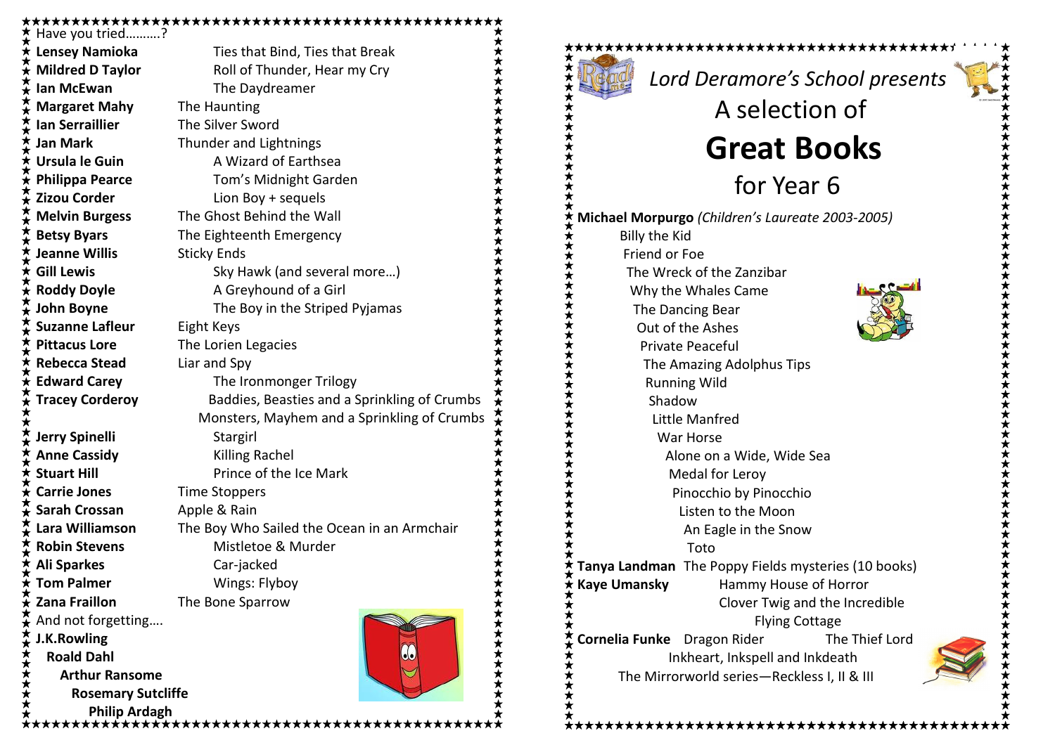Have you tried……….?

**Lensey Namioka** Ties that Bind, Ties that Break
**Mildred D Taylor** Roll of Thunder, Hear my Cry
**Ian McEwan** The Daydreamer
**Margaret Mahy** The Haunting
**Ian Serraillier** The Silver Sword
**Jan Mark** Thunder and Lightnings
**Ursula le Guin** A Wizard of Earthsea
**Philippa Pearce** Tom's Midnight Garden
**Zizou Corder** Lion Boy + sequels
**Melvin Burgess** The Ghost Behind the Wall
**Betsy Byars** The Eighteenth Emergency
**Jeanne Willis** Sticky Ends
**Gill Lewis** Sky Hawk (and several more…)
**Roddy Doyle** A Greyhound of a Girl
**John Boyne** The Boy in the Striped Pyjamas
**Suzanne Lafleur** Eight Keys
**Pittacus Lore** The Lorien Legacies
**Rebecca Stead** Liar and Spy
**Edward Carey** The Ironmonger Trilogy
**Tracey Corderoy** Baddies, Beasties and a Sprinkling of Crumbs
Monsters, Mayhem and a Sprinkling of Crumbs
**Jerry Spinelli** Stargirl
**Anne Cassidy** Killing Rachel
**Stuart Hill** Prince of the Ice Mark
**Carrie Jones** Time Stoppers
**Sarah Crossan** Apple & Rain
**Lara Williamson** The Boy Who Sailed the Ocean in an Armchair
**Robin Stevens** Mistletoe & Murder
**Ali Sparkes** Car-jacked
**Tom Palmer** Wings: Flyboy
**Zana Fraillon** The Bone Sparrow

And not forgetting….

**J.K.Rowling**
**Roald Dahl**
**Arthur Ransome**
**Rosemary Sutcliffe**
**Philip Ardagh**

*Lord Deramore's School presents*

A selection of

# Great Books

for Year 6

**Michael Morpurgo** *(Children's Laureate 2003-2005)*

Billy the Kid
Friend or Foe
The Wreck of the Zanzibar
Why the Whales Came
The Dancing Bear
Out of the Ashes
Private Peaceful
The Amazing Adolphus Tips
Running Wild
Shadow
Little Manfred
War Horse
Alone on a Wide, Wide Sea
Medal for Leroy
Pinocchio by Pinocchio
Listen to the Moon
An Eagle in the Snow
Toto

**Tanya Landman** The Poppy Fields mysteries (10 books)

**Kaye Umansky** Hammy House of Horror
Clover Twig and the Incredible Flying Cottage

**Cornelia Funke** Dragon Rider The Thief Lord
Inkheart, Inkspell and Inkdeath
The Mirrorworld series—Reckless I, II & III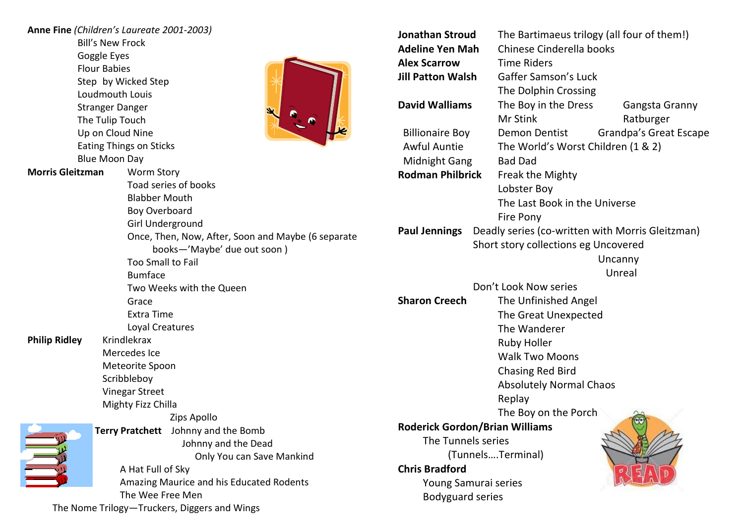**Anne Fine** *(Children's Laureate 2001-2003)*

- Bill's New Frock
- Goggle Eyes
- Flour Babies
- Step by Wicked Step
- Loudmouth Louis
- Stranger Danger
- The Tulip Touch
- Up on Cloud Nine
- Eating Things on Sticks
- Blue Moon Day

**Morris Gleitzman**

- Worm Story
- Toad series of books
- Blabber Mouth
- Boy Overboard
- Girl Underground
- Once, Then, Now, After, Soon and Maybe (6 separate books—'Maybe' due out soon )
- Too Small to Fail
- Bumface
- Two Weeks with the Queen
- Grace
- Extra Time
- Loyal Creatures

**Philip Ridley**

- Krindlekrax
- Mercedes Ice
- Meteorite Spoon
- Scribbleboy
- Vinegar Street
- Mighty Fizz Chilla
- Zips Apollo

**Terry Pratchett**

- Johnny and the Bomb
- Johnny and the Dead
- Only You can Save Mankind
- A Hat Full of Sky
- Amazing Maurice and his Educated Rodents
- The Wee Free Men
- The Nome Trilogy—Truckers, Diggers and Wings

**Jonathan Stroud** The Bartimaeus trilogy (all four of them!)

**Adeline Yen Mah** Chinese Cinderella books

**Alex Scarrow** Time Riders

**Jill Patton Walsh**

- Gaffer Samson's Luck
- The Dolphin Crossing

**David Walliams**

- The Boy in the Dress
- Gangsta Granny
- Mr Stink
- Ratburger
- Billionaire Boy
- Demon Dentist
- Grandpa's Great Escape
- Awful Auntie
- The World's Worst Children (1 & 2)
- Midnight Gang
- Bad Dad

**Rodman Philbrick**

- Freak the Mighty
- Lobster Boy
- The Last Book in the Universe
- Fire Pony

**Paul Jennings**

- Deadly series (co-written with Morris Gleitzman)
- Short story collections eg Uncovered, Uncanny, Unreal
- Don't Look Now series

**Sharon Creech**

- The Unfinished Angel
- The Great Unexpected
- The Wanderer
- Ruby Holler
- Walk Two Moons
- Chasing Red Bird
- Absolutely Normal Chaos
- Replay
- The Boy on the Porch

**Roderick Gordon/Brian Williams**

- The Tunnels series (Tunnels….Terminal)

**Chris Bradford**

- Young Samurai series
- Bodyguard series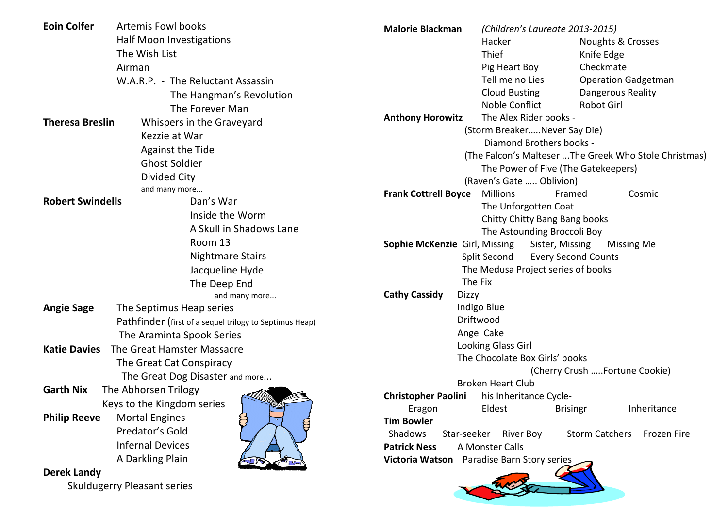**Eoin Colfer**
- Artemis Fowl books
- Half Moon Investigations
- The Wish List
- Airman
- W.A.R.P. - The Reluctant Assassin
  - The Hangman's Revolution
  - The Forever Man

**Theresa Breslin**
- Whispers in the Graveyard
- Kezzie at War
- Against the Tide
- Ghost Soldier
- Divided City
- and many more...

**Robert Swindells**
- Dan's War
- Inside the Worm
- A Skull in Shadows Lane
- Room 13
- Nightmare Stairs
- Jacqueline Hyde
- The Deep End
- and many more...

**Angie Sage**
- The Septimus Heap series
- Pathfinder (first of a sequel trilogy to Septimus Heap)
- The Araminta Spook Series

**Katie Davies**
- The Great Hamster Massacre
- The Great Cat Conspiracy
- The Great Dog Disaster and more...

**Garth Nix**
- The Abhorsen Trilogy
- Keys to the Kingdom series

**Philip Reeve**
- Mortal Engines
- Predator's Gold
- Infernal Devices
- A Darkling Plain

**Derek Landy**
- Skuldugerry Pleasant series

**Malorie Blackman** *(Children's Laureate 2013-2015)*
- Hacker
- Noughts & Crosses
- Thief
- Knife Edge
- Pig Heart Boy
- Checkmate
- Tell me no Lies
- Operation Gadgetman
- Cloud Busting
- Dangerous Reality
- Noble Conflict
- Robot Girl

**Anthony Horowitz**
- The Alex Rider books - (Storm Breaker.....Never Say Die)
- Diamond Brothers books - (The Falcon's Malteser ...The Greek Who Stole Christmas)
- The Power of Five (The Gatekeepers) (Raven's Gate ..... Oblivion)

**Frank Cottrell Boyce**
- Millions
- Framed
- Cosmic
- The Unforgotten Coat
- Chitty Chitty Bang Bang books
- The Astounding Broccoli Boy

**Sophie McKenzie**
- Girl, Missing
- Sister, Missing
- Missing Me
- Split Second
- Every Second Counts
- The Medusa Project series of books
- The Fix

**Cathy Cassidy**
- Dizzy
- Indigo Blue
- Driftwood
- Angel Cake
- Looking Glass Girl
- The Chocolate Box Girls' books (Cherry Crush .....Fortune Cookie)
- Broken Heart Club

**Christopher Paolini** his Inheritance Cycle-
- Eragon
- Eldest
- Brisingr
- Inheritance

**Tim Bowler**
- Shadows
- Star-seeker
- River Boy
- Storm Catchers
- Frozen Fire

**Patrick Ness**
- A Monster Calls

**Victoria Watson**
- Paradise Barn Story series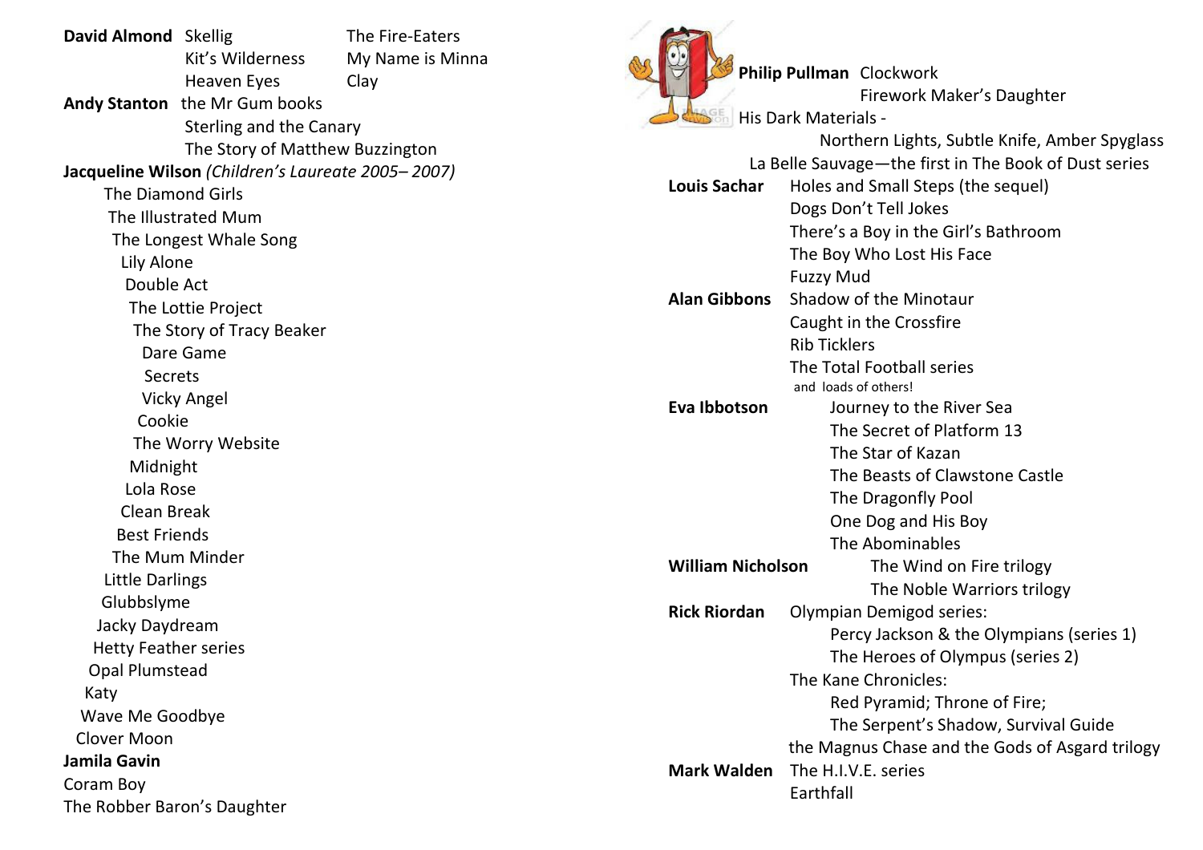**David Almond** Skellig
Kit's Wilderness
Heaven Eyes
The Fire-Eaters
My Name is Minna
Clay

**Andy Stanton** the Mr Gum books
Sterling and the Canary
The Story of Matthew Buzzington

**Jacqueline Wilson** *(Children's Laureate 2005– 2007)*

The Diamond Girls
The Illustrated Mum
The Longest Whale Song
Lily Alone
Double Act
The Lottie Project
The Story of Tracy Beaker
Dare Game
Secrets
Vicky Angel
Cookie
The Worry Website
Midnight
Lola Rose
Clean Break
Best Friends
The Mum Minder
Little Darlings
Glubbslyme
Jacky Daydream
Hetty Feather series
Opal Plumstead
Katy
Wave Me Goodbye
Clover Moon

**Jamila Gavin**

Coram Boy
The Robber Baron's Daughter

**Philip Pullman** Clockwork
Firework Maker's Daughter
His Dark Materials -
Northern Lights, Subtle Knife, Amber Spyglass
La Belle Sauvage—the first in The Book of Dust series

**Louis Sachar** Holes and Small Steps (the sequel)
Dogs Don't Tell Jokes
There's a Boy in the Girl's Bathroom
The Boy Who Lost His Face
Fuzzy Mud

**Alan Gibbons** Shadow of the Minotaur
Caught in the Crossfire
Rib Ticklers
The Total Football series
and loads of others!

**Eva Ibbotson** Journey to the River Sea
The Secret of Platform 13
The Star of Kazan
The Beasts of Clawstone Castle
The Dragonfly Pool
One Dog and His Boy
The Abominables

**William Nicholson** The Wind on Fire trilogy
The Noble Warriors trilogy

**Rick Riordan** Olympian Demigod series:
Percy Jackson & the Olympians (series 1)
The Heroes of Olympus (series 2)
The Kane Chronicles:
Red Pyramid; Throne of Fire;
The Serpent's Shadow, Survival Guide
the Magnus Chase and the Gods of Asgard trilogy

**Mark Walden** The H.I.V.E. series
Earthfall